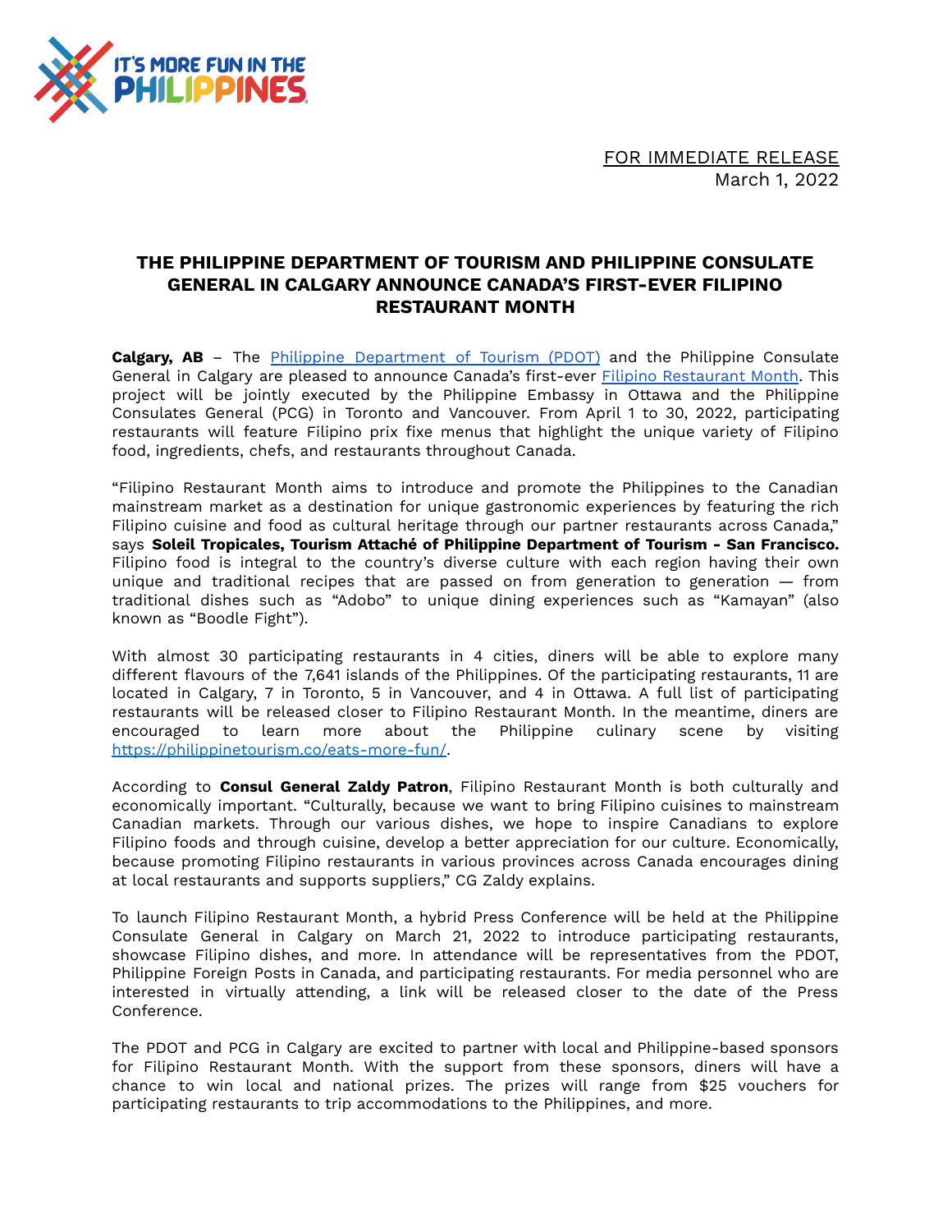FOR IMMEDIATE RELEASE
March 1, 2022

# THE PHILIPPINE DEPARTMENT OF TOURISM AND PHILIPPINE CONSULATE GENERAL IN CALGARY ANNOUNCE CANADA'S FIRST-EVER FILIPINO RESTAURANT MONTH

**Calgary, AB** – The [Philippine Department of Tourism (PDOT)]() and the Philippine Consulate General in Calgary are pleased to announce Canada's first-ever [Filipino Restaurant Month](). This project will be jointly executed by the Philippine Embassy in Ottawa and the Philippine Consulates General (PCG) in Toronto and Vancouver. From April 1 to 30, 2022, participating restaurants will feature Filipino prix fixe menus that highlight the unique variety of Filipino food, ingredients, chefs, and restaurants throughout Canada.

"Filipino Restaurant Month aims to introduce and promote the Philippines to the Canadian mainstream market as a destination for unique gastronomic experiences by featuring the rich Filipino cuisine and food as cultural heritage through our partner restaurants across Canada," says **Soleil Tropicales, Tourism Attaché of Philippine Department of Tourism - San Francisco.** Filipino food is integral to the country's diverse culture with each region having their own unique and traditional recipes that are passed on from generation to generation — from traditional dishes such as "Adobo" to unique dining experiences such as "Kamayan" (also known as "Boodle Fight").

With almost 30 participating restaurants in 4 cities, diners will be able to explore many different flavours of the 7,641 islands of the Philippines. Of the participating restaurants, 11 are located in Calgary, 7 in Toronto, 5 in Vancouver, and 4 in Ottawa. A full list of participating restaurants will be released closer to Filipino Restaurant Month. In the meantime, diners are encouraged to learn more about the Philippine culinary scene by visiting https://philippinetourism.co/eats-more-fun/.

According to **Consul General Zaldy Patron**, Filipino Restaurant Month is both culturally and economically important. "Culturally, because we want to bring Filipino cuisines to mainstream Canadian markets. Through our various dishes, we hope to inspire Canadians to explore Filipino foods and through cuisine, develop a better appreciation for our culture. Economically, because promoting Filipino restaurants in various provinces across Canada encourages dining at local restaurants and supports suppliers," CG Zaldy explains.

To launch Filipino Restaurant Month, a hybrid Press Conference will be held at the Philippine Consulate General in Calgary on March 21, 2022 to introduce participating restaurants, showcase Filipino dishes, and more. In attendance will be representatives from the PDOT, Philippine Foreign Posts in Canada, and participating restaurants. For media personnel who are interested in virtually attending, a link will be released closer to the date of the Press Conference.

The PDOT and PCG in Calgary are excited to partner with local and Philippine-based sponsors for Filipino Restaurant Month. With the support from these sponsors, diners will have a chance to win local and national prizes. The prizes will range from $25 vouchers for participating restaurants to trip accommodations to the Philippines, and more.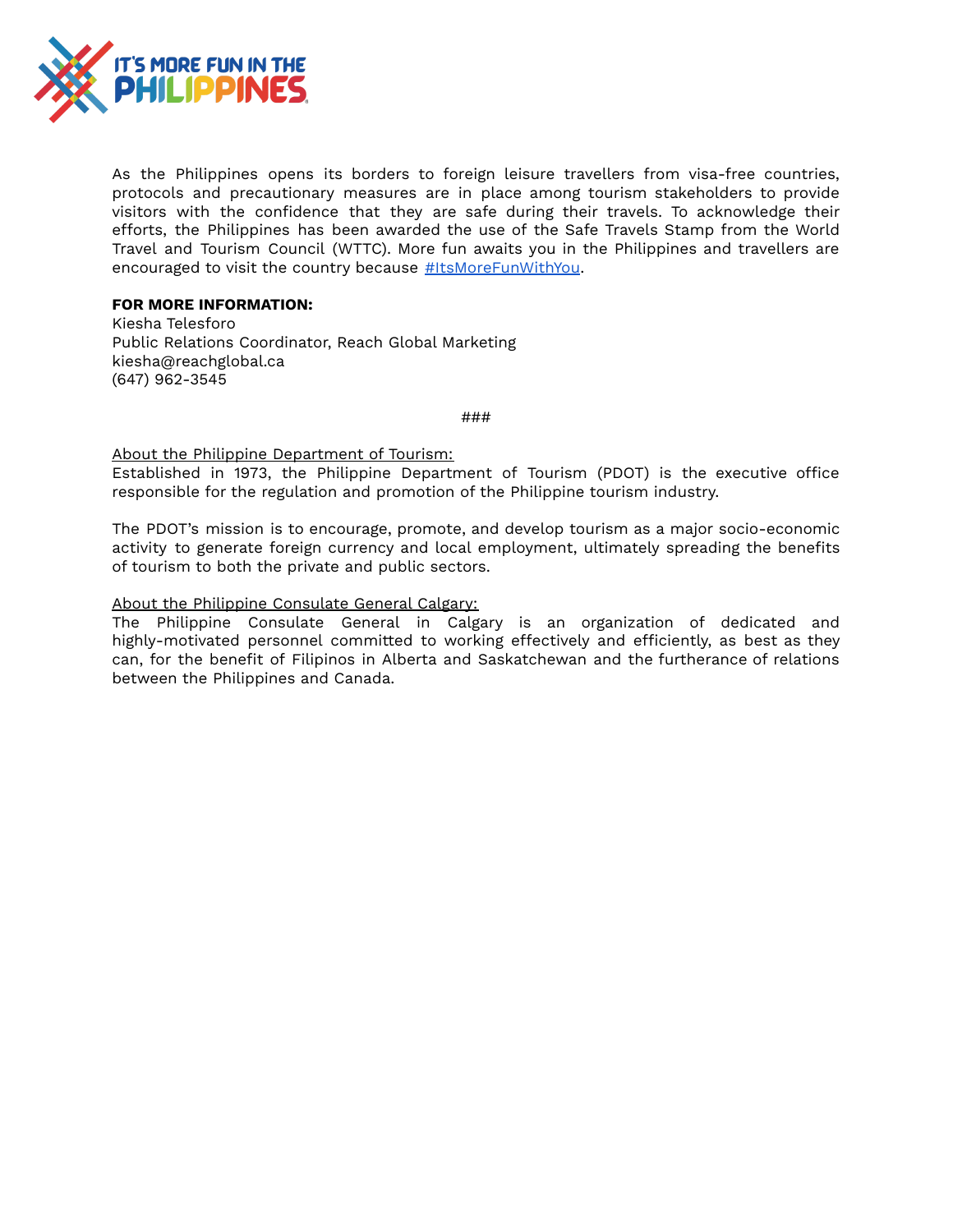As the Philippines opens its borders to foreign leisure travellers from visa-free countries, protocols and precautionary measures are in place among tourism stakeholders to provide visitors with the confidence that they are safe during their travels. To acknowledge their efforts, the Philippines has been awarded the use of the Safe Travels Stamp from the World Travel and Tourism Council (WTTC). More fun awaits you in the Philippines and travellers are encouraged to visit the country because #ItsMoreFunWithYou.

**FOR MORE INFORMATION:**
Kiesha Telesforo
Public Relations Coordinator, Reach Global Marketing
kiesha@reachglobal.ca
(647) 962-3545

###

About the Philippine Department of Tourism:
Established in 1973, the Philippine Department of Tourism (PDOT) is the executive office responsible for the regulation and promotion of the Philippine tourism industry.

The PDOT's mission is to encourage, promote, and develop tourism as a major socio-economic activity to generate foreign currency and local employment, ultimately spreading the benefits of tourism to both the private and public sectors.

About the Philippine Consulate General Calgary:
The Philippine Consulate General in Calgary is an organization of dedicated and highly-motivated personnel committed to working effectively and efficiently, as best as they can, for the benefit of Filipinos in Alberta and Saskatchewan and the furtherance of relations between the Philippines and Canada.